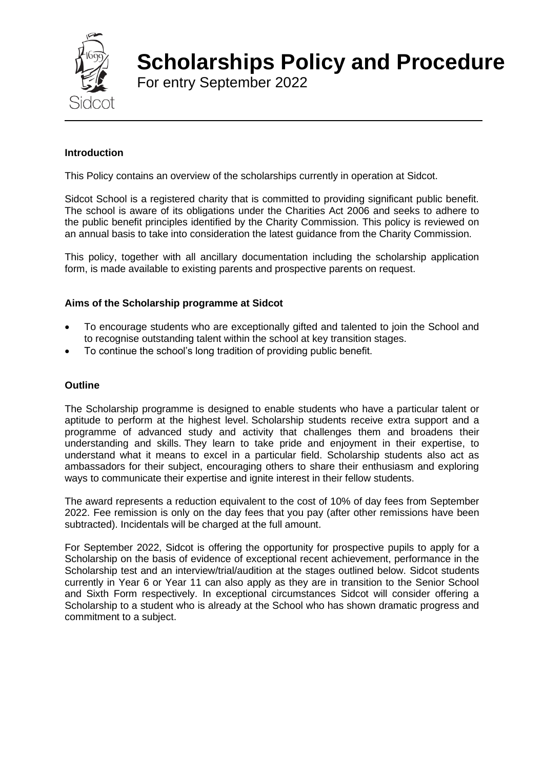# Scholarships Policy and Procedure

For entry September 2022

### Introduction

This Policy contains an overview of the scholarships currently in operation at Sidcot.

Sidcot School is a registered charity that is committed to providing significant public benefit. The school is aware of its obligations under the Charities Act 2006 and seeks to adhere to the public benefit principles identified by the Charity Commission. This policy is reviewed on an annual basis to take into consideration the latest guidance from the Charity Commission.

This policy, together with all ancillary documentation including the scholarship application form, is made available to existing parents and prospective parents on request.

### Aims of the Scholarship programme at Sidcot

- To encourage students who are exceptionally gifted and talented to join the School and to recognise outstanding talent within the school at key transition stages.
- To continue the school's long tradition of providing public benefit.

### Outline

The Scholarship programme is designed to enable students who have a particular talent or aptitude to perform at the highest level. Scholarship students receive extra support and a programme of advanced study and activity that challenges them and broadens their understanding and skills. They learn to take pride and enjoyment in their expertise, to understand what it means to excel in a particular field. Scholarship students also act as ambassadors for their subject, encouraging others to share their enthusiasm and exploring ways to communicate their expertise and ignite interest in their fellow students.

The award represents a reduction equivalent to the cost of 10% of day fees from September 2022. Fee remission is only on the day fees that you pay (after other remissions have been subtracted). Incidentals will be charged at the full amount.

For September 2022, Sidcot is offering the opportunity for prospective pupils to apply for a Scholarship on the basis of evidence of exceptional recent achievement, performance in the Scholarship test and an interview/trial/audition at the stages outlined below. Sidcot students currently in Year 6 or Year 11 can also apply as they are in transition to the Senior School and Sixth Form respectively. In exceptional circumstances Sidcot will consider offering a Scholarship to a student who is already at the School who has shown dramatic progress and commitment to a subject.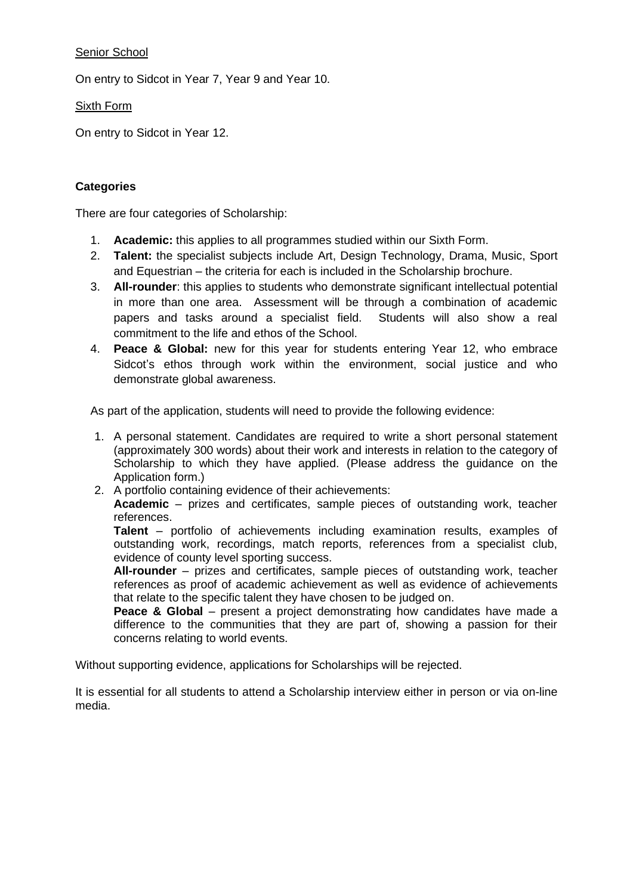Senior School

On entry to Sidcot in Year 7, Year 9 and Year 10.

Sixth Form

On entry to Sidcot in Year 12.

**Categories**

There are four categories of Scholarship:

1. **Academic:** this applies to all programmes studied within our Sixth Form.
2. **Talent:** the specialist subjects include Art, Design Technology, Drama, Music, Sport and Equestrian – the criteria for each is included in the Scholarship brochure.
3. **All-rounder**: this applies to students who demonstrate significant intellectual potential in more than one area. Assessment will be through a combination of academic papers and tasks around a specialist field. Students will also show a real commitment to the life and ethos of the School.
4. **Peace & Global:** new for this year for students entering Year 12, who embrace Sidcot's ethos through work within the environment, social justice and who demonstrate global awareness.

As part of the application, students will need to provide the following evidence:

1. A personal statement. Candidates are required to write a short personal statement (approximately 300 words) about their work and interests in relation to the category of Scholarship to which they have applied. (Please address the guidance on the Application form.)
2. A portfolio containing evidence of their achievements:
   **Academic** – prizes and certificates, sample pieces of outstanding work, teacher references.
   **Talent** – portfolio of achievements including examination results, examples of outstanding work, recordings, match reports, references from a specialist club, evidence of county level sporting success.
   **All-rounder** – prizes and certificates, sample pieces of outstanding work, teacher references as proof of academic achievement as well as evidence of achievements that relate to the specific talent they have chosen to be judged on.
   **Peace & Global** – present a project demonstrating how candidates have made a difference to the communities that they are part of, showing a passion for their concerns relating to world events.

Without supporting evidence, applications for Scholarships will be rejected.

It is essential for all students to attend a Scholarship interview either in person or via on-line media.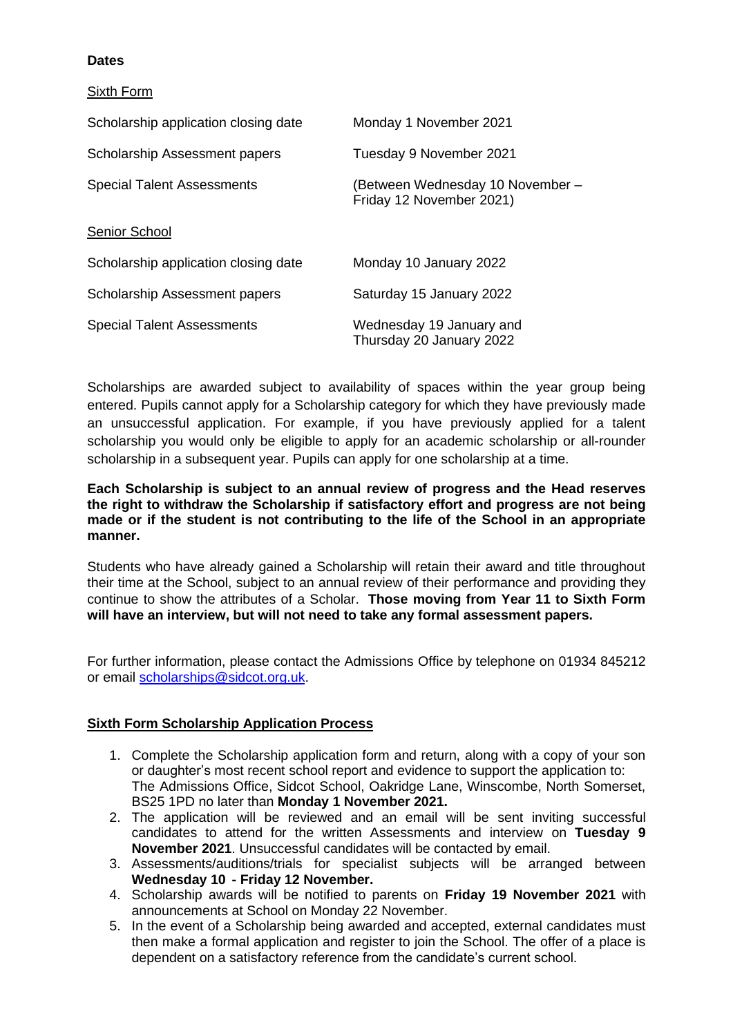**Dates**

<u>Sixth Form</u>

| | |
|---|---|
| Scholarship application closing date | Monday 1 November 2021 |
| Scholarship Assessment papers | Tuesday 9 November 2021 |
| Special Talent Assessments | (Between Wednesday 10 November – Friday 12 November 2021) |

<u>Senior School</u>

| | |
|---|---|
| Scholarship application closing date | Monday 10 January 2022 |
| Scholarship Assessment papers | Saturday 15 January 2022 |
| Special Talent Assessments | Wednesday 19 January and Thursday 20 January 2022 |

Scholarships are awarded subject to availability of spaces within the year group being entered. Pupils cannot apply for a Scholarship category for which they have previously made an unsuccessful application. For example, if you have previously applied for a talent scholarship you would only be eligible to apply for an academic scholarship or all-rounder scholarship in a subsequent year. Pupils can apply for one scholarship at a time.

**Each Scholarship is subject to an annual review of progress and the Head reserves the right to withdraw the Scholarship if satisfactory effort and progress are not being made or if the student is not contributing to the life of the School in an appropriate manner.**

Students who have already gained a Scholarship will retain their award and title throughout their time at the School, subject to an annual review of their performance and providing they continue to show the attributes of a Scholar. **Those moving from Year 11 to Sixth Form will have an interview, but will not need to take any formal assessment papers.**

For further information, please contact the Admissions Office by telephone on 01934 845212 or email scholarships@sidcot.org.uk.

## Sixth Form Scholarship Application Process

1. Complete the Scholarship application form and return, along with a copy of your son or daughter's most recent school report and evidence to support the application to: The Admissions Office, Sidcot School, Oakridge Lane, Winscombe, North Somerset, BS25 1PD no later than **Monday 1 November 2021.**
2. The application will be reviewed and an email will be sent inviting successful candidates to attend for the written Assessments and interview on **Tuesday 9 November 2021**. Unsuccessful candidates will be contacted by email.
3. Assessments/auditions/trials for specialist subjects will be arranged between **Wednesday 10 - Friday 12 November.**
4. Scholarship awards will be notified to parents on **Friday 19 November 2021** with announcements at School on Monday 22 November.
5. In the event of a Scholarship being awarded and accepted, external candidates must then make a formal application and register to join the School. The offer of a place is dependent on a satisfactory reference from the candidate's current school.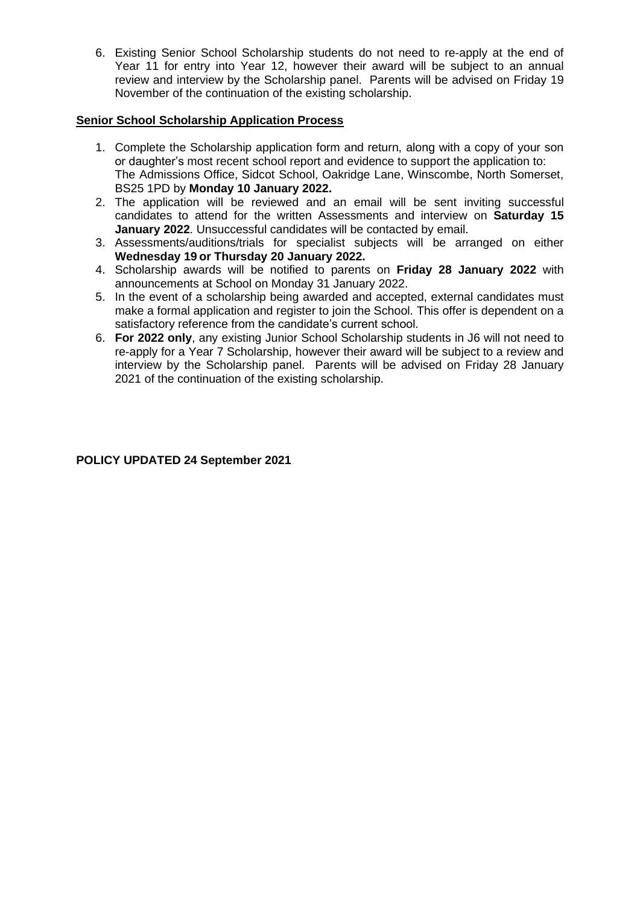6. Existing Senior School Scholarship students do not need to re-apply at the end of Year 11 for entry into Year 12, however their award will be subject to an annual review and interview by the Scholarship panel. Parents will be advised on Friday 19 November of the continuation of the existing scholarship.

**Senior School Scholarship Application Process**

1. Complete the Scholarship application form and return, along with a copy of your son or daughter's most recent school report and evidence to support the application to:
   The Admissions Office, Sidcot School, Oakridge Lane, Winscombe, North Somerset, BS25 1PD by **Monday 10 January 2022.**
2. The application will be reviewed and an email will be sent inviting successful candidates to attend for the written Assessments and interview on **Saturday 15 January 2022**. Unsuccessful candidates will be contacted by email.
3. Assessments/auditions/trials for specialist subjects will be arranged on either **Wednesday 19 or Thursday 20 January 2022.**
4. Scholarship awards will be notified to parents on **Friday 28 January 2022** with announcements at School on Monday 31 January 2022.
5. In the event of a scholarship being awarded and accepted, external candidates must make a formal application and register to join the School. This offer is dependent on a satisfactory reference from the candidate's current school.
6. **For 2022 only**, any existing Junior School Scholarship students in J6 will not need to re-apply for a Year 7 Scholarship, however their award will be subject to a review and interview by the Scholarship panel. Parents will be advised on Friday 28 January 2021 of the continuation of the existing scholarship.

**POLICY UPDATED 24 September 2021**